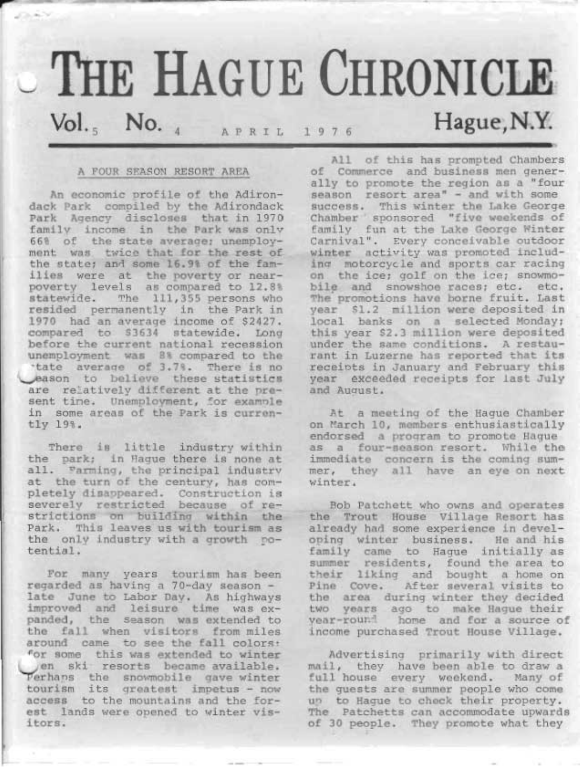# THE HAGUE CHRONICLE

Vol. 5 No. 4 APRIL 1976 Hague, N.Y.

## A FOUR SEASON RESORT AREA

An economic profile of the Adirondack Park compiled by the Adirondack Park Agency discloses that in 1970 family income in the Park was only 66% of the state average; unemployment was twice that for the rest of the state; and some 16.9% of the families were at the poverty or near-poverty levels as compared to 12.8% statewide. The 111,355 persons who resided permanently in the Park in 1970 had an average income of $2427. compared to $3634 statewide. Long before the current national recession unemployment was 8% compared to the state average of 3.7%. There is no reason to believe these statistics are relatively different at the present time. Unemployment, for example in some areas of the Park is currently 19%.

There is little industry within the park; in Hague there is none at all. Farming, the principal industry at the turn of the century, has completely disappeared. Construction is severely restricted because of restrictions on building within the Park. This leaves us with tourism as the only industry with a growth potential.

For many years tourism has been regarded as having a 70-day season - late June to Labor Day. As highways improved and leisure time was expanded, the season was extended to the fall when visitors from miles around came to see the fall colors; for some this was extended to winter when ski resorts became available. Perhaps the snowmobile gave winter tourism its greatest impetus - now access to the mountains and the forest lands were opened to winter visitors.

All of this has prompted Chambers of Commerce and business men generally to promote the region as a "four season resort area" - and with some success. This winter the Lake George Chamber sponsored "five weekends of family fun at the Lake George Winter Carnival". Every conceivable outdoor winter activity was promoted including motorcycle and sports car racing on the ice; golf on the ice; snowmobile and snowshoe races; etc. etc. The promotions have borne fruit. Last year $1.2 million were deposited in local banks on a selected Monday; this year $2.3 million were deposited under the same conditions. A restaurant in Luzerne has reported that its receipts in January and February this year exceeded receipts for last July and August.

At a meeting of the Hague Chamber on March 10, members enthusiastically endorsed a program to promote Hague as a four-season resort. While the immediate concern is the coming summer, they all have an eye on next winter.

Bob Patchett who owns and operates the Trout House Village Resort has already had some experience in developing winter business. He and his family came to Hague initially as summer residents, found the area to their liking and bought a home on Pine Cove. After several visits to the area during winter they decided two years ago to make Hague their year-round home and for a source of income purchased Trout House Village.

Advertising primarily with direct mail, they have been able to draw a full house every weekend. Many of the guests are summer people who come up to Hague to check their property. The Patchetts can accommodate upwards of 30 people. They promote what they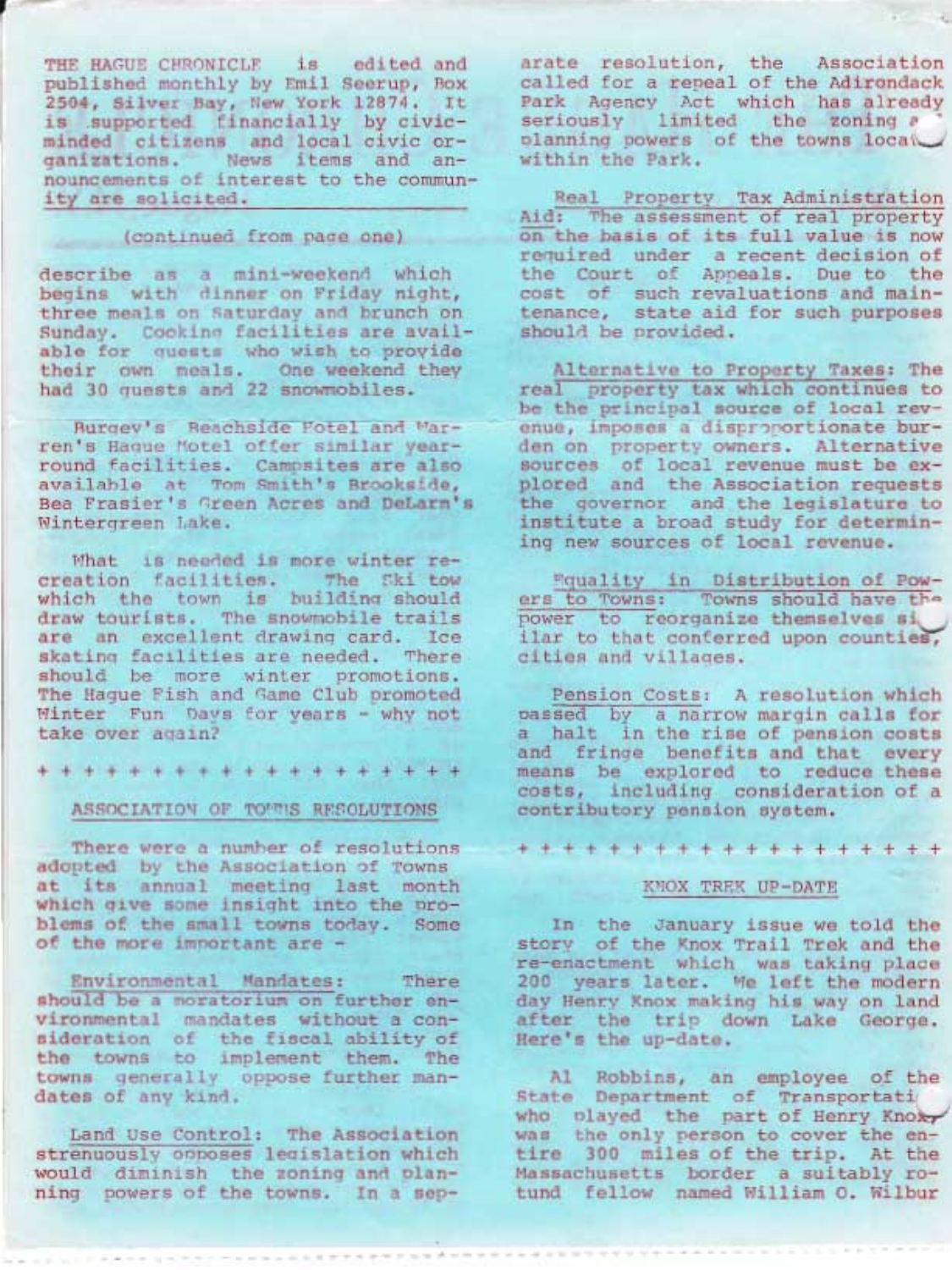THE HAGUE CHRONICLE is edited and published monthly by Emil Seerup, Box 2504, Silver Bay, New York 12874. It is supported financially by civic-minded citizens and local civic organizations. News items and announcements of interest to the community are solicited.

(continued from page one)

describe as a mini-weekend which begins with dinner on Friday night, three meals on Saturday and brunch on Sunday. Cooking facilities are available for guests who wish to provide their own meals. One weekend they had 30 guests and 22 snowmobiles.

Burgey's Beachside Hotel and Warren's Hague Motel offer similar year-round facilities. Campsites are also available at Tom Smith's Brookside, Bea Frasier's Green Acres and DeLarm's Wintergreen Lake.

What is needed is more winter recreation facilities. The Ski tow which the town is building should draw tourists. The snowmobile trails are an excellent drawing card. Ice skating facilities are needed. There should be more winter promotions. The Hague Fish and Game Club promoted Winter Fun Days for years - why not take over again?

\+ + + + + + + + + + + + + + + + + + +

## ASSOCIATION OF TOWNS RESOLUTIONS

There were a number of resolutions adopted by the Association of Towns at its annual meeting last month which give some insight into the problems of the small towns today. Some of the more important are -

Environmental Mandates: There should be a moratorium on further environmental mandates without a consideration of the fiscal ability of the towns to implement them. The towns generally oppose further mandates of any kind.

Land Use Control: The Association strenuously opposes legislation which would diminish the zoning and planning powers of the towns. In a separate resolution, the Association called for a repeal of the Adirondack Park Agency Act which has already seriously limited the zoning and planning powers of the towns located within the Park.

Real Property Tax Administration Aid: The assessment of real property on the basis of its full value is now required under a recent decision of the Court of Appeals. Due to the cost of such revaluations and maintenance, state aid for such purposes should be provided.

Alternative to Property Taxes: The real property tax which continues to be the principal source of local revenue, imposes a disproportionate burden on property owners. Alternative sources of local revenue must be explored and the Association requests the governor and the legislature to institute a broad study for determining new sources of local revenue.

Equality in Distribution of Powers to Towns: Towns should have the power to reorganize themselves similar to that conferred upon counties, cities and villages.

Pension Costs: A resolution which passed by a narrow margin calls for a halt in the rise of pension costs and fringe benefits and that every means be explored to reduce these costs, including consideration of a contributory pension system.

\+ + + + + + + + + + + + + + + + + + +

## KNOX TREK UP-DATE

In the January issue we told the story of the Knox Trail Trek and the re-enactment which was taking place 200 years later. We left the modern day Henry Knox making his way on land after the trip down Lake George. Here's the up-date.

Al Robbins, an employee of the State Department of Transportation who played the part of Henry Knox, was the only person to cover the entire 300 miles of the trip. At the Massachusetts border a suitably rotund fellow named William O. Wilbur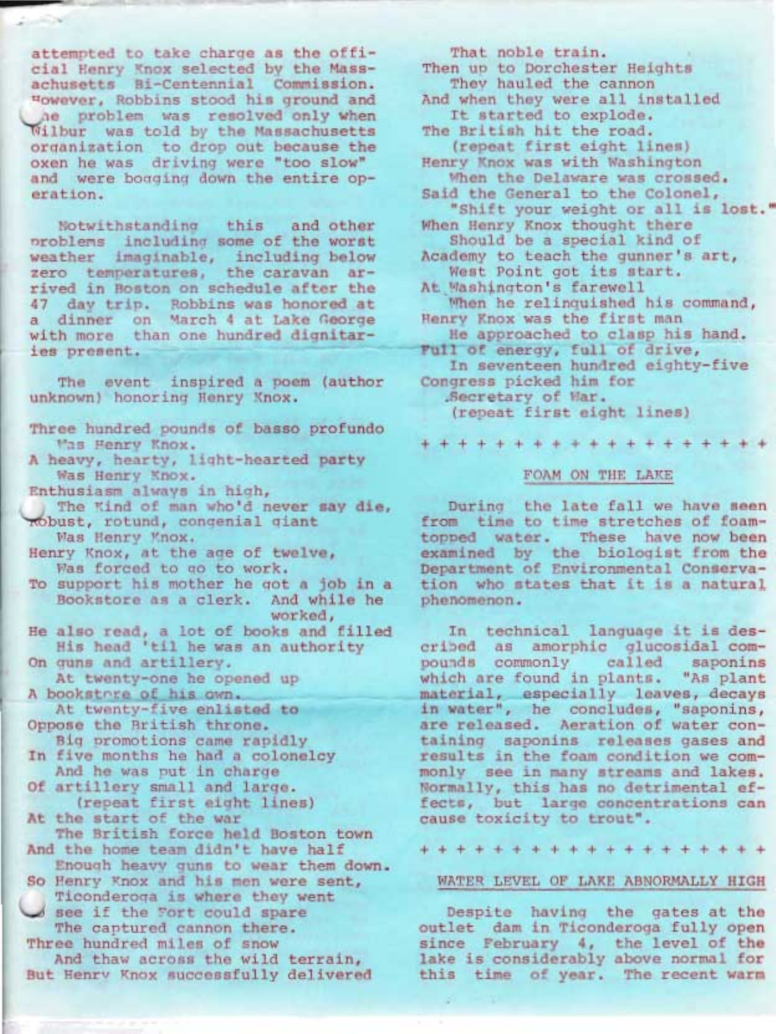attempted to take charge as the official Henry Knox selected by the Massachusetts Bi-Centennial Commission. However, Robbins stood his ground and the problem was resolved only when Wilbur was told by the Massachusetts organization to drop out because the oxen he was driving were "too slow" and were bogging down the entire operation.

Notwithstanding this and other problems including some of the worst weather imaginable, including below zero temperatures, the caravan arrived in Boston on schedule after the 47 day trip. Robbins was honored at a dinner on March 4 at Lake George with more than one hundred dignitaries present.

The event inspired a poem (author unknown) honoring Henry Knox.

Three hundred pounds of basso profundo
  Was Henry Knox.
A heavy, hearty, light-hearted party
  Was Henry Knox.
Enthusiasm always in high,
  The kind of man who'd never say die,
Robust, rotund, congenial giant
  Was Henry Knox.
Henry Knox, at the age of twelve,
  Was forced to go to work.
To support his mother he got a job in a
  Bookstore as a clerk. And while he worked,
He also read, a lot of books and filled
  His head 'til he was an authority
On guns and artillery.
  At twenty-one he opened up
A bookstore of his own.
  At twenty-five enlisted to
Oppose the British throne.
  Big promotions came rapidly
In five months he had a colonelcy
  And he was put in charge
Of artillery small and large.
  (repeat first eight lines)
At the start of the war
  The British force held Boston town
And the home team didn't have half
  Enough heavy guns to wear them down.
So Henry Knox and his men were sent,
  Ticonderoga is where they went
To see if the Fort could spare
  The captured cannon there.
Three hundred miles of snow
  And thaw across the wild terrain,
But Henry Knox successfully delivered
  That noble train.
Then up to Dorchester Heights
  They hauled the cannon
And when they were all installed
  It started to explode.
The British hit the road.
  (repeat first eight lines)
Henry Knox was with Washington
  When the Delaware was crossed.
Said the General to the Colonel,
  "Shift your weight or all is lost."
When Henry Knox thought there
  Should be a special kind of
Academy to teach the gunner's art,
  West Point got its start.
At Washington's farewell
  When he relinquished his command,
Henry Knox was the first man
  He approached to clasp his hand.
Full of energy, full of drive,
  In seventeen hundred eighty-five
Congress picked him for
  Secretary of War.
  (repeat first eight lines)

+ + + + + + + + + + + + + + + + + + + +

## FOAM ON THE LAKE

During the late fall we have seen from time to time stretches of foam-topped water. These have now been examined by the biologist from the Department of Environmental Conservation who states that it is a natural phenomenon.

In technical language it is described as amorphic glucosidal compounds commonly called saponins which are found in plants. "As plant material, especially leaves, decays in water", he concludes, "saponins, are released. Aeration of water containing saponins releases gases and results in the foam condition we commonly see in many streams and lakes. Normally, this has no detrimental effects, but large concentrations can cause toxicity to trout".

+ + + + + + + + + + + + + + + + + + + +

## WATER LEVEL OF LAKE ABNORMALLY HIGH

Despite having the gates at the outlet dam in Ticonderoga fully open since February 4, the level of the lake is considerably above normal for this time of year. The recent warm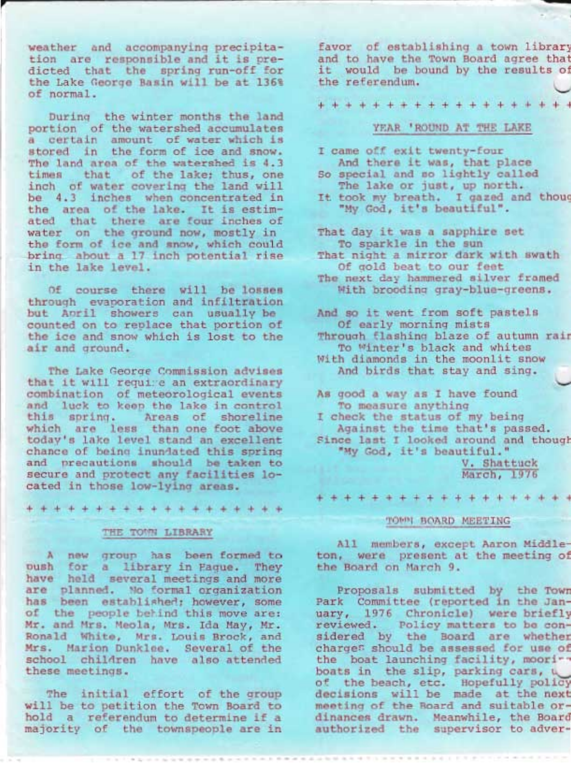weather and accompanying precipitation are responsible and it is predicted that the spring run-off for the Lake George Basin will be at 136% of normal.

During the winter months the land portion of the watershed accumulates a certain amount of water which is stored in the form of ice and snow. The land area of the watershed is 4.3 times that of the lake; thus, one inch of water covering the land will be 4.3 inches when concentrated in the area of the lake. It is estimated that there are four inches of water on the ground now, mostly in the form of ice and snow, which could bring about a 17 inch potential rise in the lake level.

Of course there will be losses through evaporation and infiltration but April showers can usually be counted on to replace that portion of the ice and snow which is lost to the air and ground.

The Lake George Commission advises that it will require an extraordinary combination of meteorological events and luck to keep the lake in control this spring. Areas of shoreline which are less than one foot above today's lake level stand an excellent chance of being inundated this spring and precautions should be taken to secure and protect any facilities located in those low-lying areas.

+ + + + + + + + + + + + + + + + + + + +

## THE TOWN LIBRARY

A new group has been formed to push for a library in Hague. They have held several meetings and more are planned. No formal organization has been established; however, some of the people behind this move are: Mr. and Mrs. Meola, Mrs. Ida May, Mr. Ronald White, Mrs. Louis Brock, and Mrs. Marion Dunklee. Several of the school children have also attended these meetings.

The initial effort of the group will be to petition the Town Board to hold a referendum to determine if a majority of the townspeople are in favor of establishing a town library and to have the Town Board agree that it would be bound by the results of the referendum.

+ + + + + + + + + + + + + + + + + + + +

## YEAR 'ROUND AT THE LAKE

I came off exit twenty-four  
And there it was, that place  
So special and so lightly called  
The lake or just, up north.  
It took my breath. I gazed and thoug[ht]  
"My God, it's beautiful".

That day it was a sapphire set  
To sparkle in the sun  
That night a mirror dark with swath  
Of gold beat to our feet  
The next day hammered silver framed  
With brooding gray-blue-greens.

And so it went from soft pastels  
Of early morning mists  
Through flashing blaze of autumn rai[n]  
To Winter's black and whites  
With diamonds in the moonlit snow  
And birds that stay and sing.

As good a way as I have found  
To measure anything  
I check the status of my being  
Against the time that's passed.  
Since last I looked around and though[t]  
"My God, it's beautiful."

V. Shattuck  
March, 1976

+ + + + + + + + + + + + + + + + + + + +

## TOWN BOARD MEETING

All members, except Aaron Middleton, were present at the meeting of the Board on March 9.

Proposals submitted by the Town Park Committee (reported in the January, 1976 Chronicle) were briefly reviewed. Policy matters to be considered by the Board are whether charges should be assessed for use of the boat launching facility, mooring boats in the slip, parking cars, u[se] of the beach, etc. Hopefully policy decisions will be made at the next meeting of the Board and suitable ordinances drawn. Meanwhile, the Board authorized the supervisor to adver-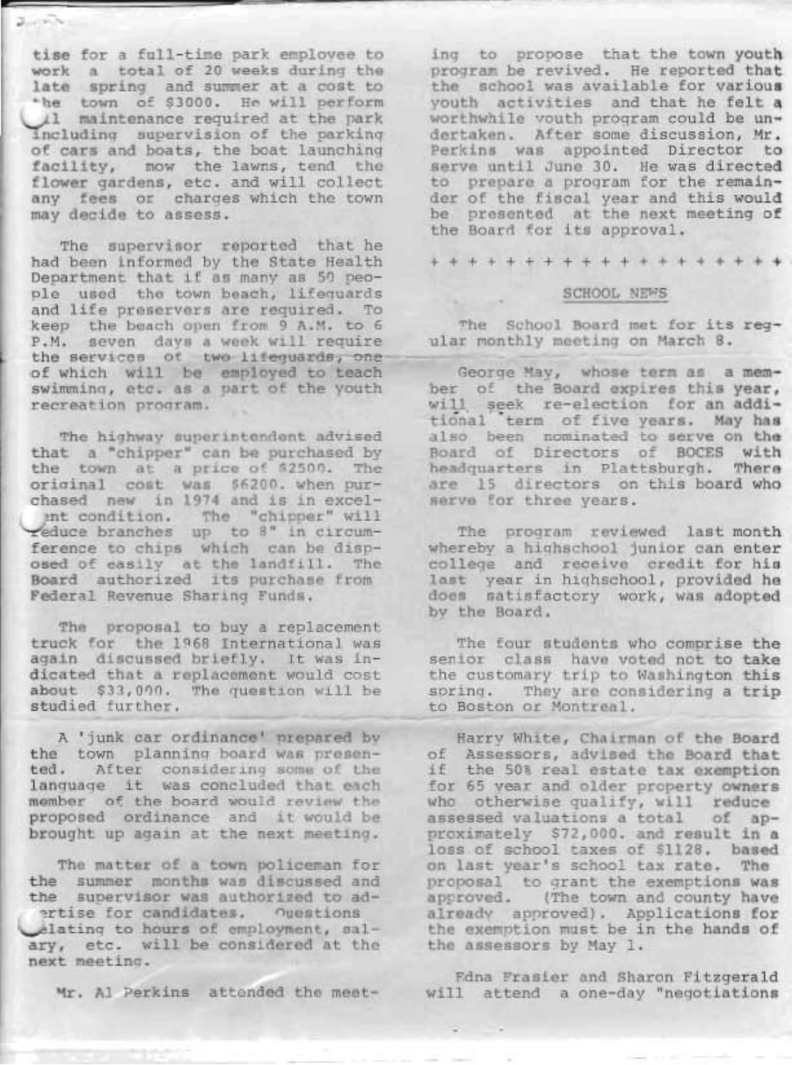tise for a full-time park employee to work a total of 20 weeks during the late spring and summer at a cost to the town of $3000. He will perform all maintenance required at the park including supervision of the parking of cars and boats, the boat launching facility, mow the lawns, tend the flower gardens, etc. and will collect any fees or charges which the town may decide to assess.

The supervisor reported that he had been informed by the State Health Department that if as many as 50 people used the town beach, lifeguards and life preservers are required. To keep the beach open from 9 A.M. to 6 P.M. seven days a week will require the services of two lifeguards, one of which will be employed to teach swimming, etc. as a part of the youth recreation program.

The highway superintendent advised that a "chipper" can be purchased by the town at a price of $2500. The original cost was $6200. when purchased new in 1974 and is in excellent condition. The "chipper" will reduce branches up to 8" in circumference to chips which can be disposed of easily at the landfill. The Board authorized its purchase from Federal Revenue Sharing Funds.

The proposal to buy a replacement truck for the 1968 International was again discussed briefly. It was indicated that a replacement would cost about $33,000. The question will be studied further.

A 'junk car ordinance' prepared by the town planning board was presented. After considering some of the language it was concluded that each member of the board would review the proposed ordinance and it would be brought up again at the next meeting.

The matter of a town policeman for the summer months was discussed and the supervisor was authorized to advertise for candidates. Questions relating to hours of employment, salary, etc. will be considered at the next meeting.

Mr. Al Perkins attended the meeting to propose that the town youth program be revived. He reported that the school was available for various youth activities and that he felt a worthwhile youth program could be undertaken. After some discussion, Mr. Perkins was appointed Director to serve until June 30. He was directed to prepare a program for the remainder of the fiscal year and this would be presented at the next meeting of the Board for its approval.

+ + + + + + + + + + + + + + + + + + + +

## SCHOOL NEWS

The School Board met for its regular monthly meeting on March 8.

George May, whose term as a member of the Board expires this year, will seek re-election for an additional term of five years. May has also been nominated to serve on the Board of Directors of BOCES with headquarters in Plattsburgh. There are 15 directors on this board who serve for three years.

The program reviewed last month whereby a highschool junior can enter college and receive credit for his last year in highschool, provided he does satisfactory work, was adopted by the Board.

The four students who comprise the senior class have voted not to take the customary trip to Washington this spring. They are considering a trip to Boston or Montreal.

Harry White, Chairman of the Board of Assessors, advised the Board that if the 50% real estate tax exemption for 65 year and older property owners who otherwise qualify, will reduce assessed valuations a total of approximately $72,000. and result in a loss of school taxes of $1128. based on last year's school tax rate. The proposal to grant the exemptions was approved. (The town and county have already approved). Applications for the exemption must be in the hands of the assessors by May 1.

Edna Frasier and Sharon Fitzgerald will attend a one-day "negotiations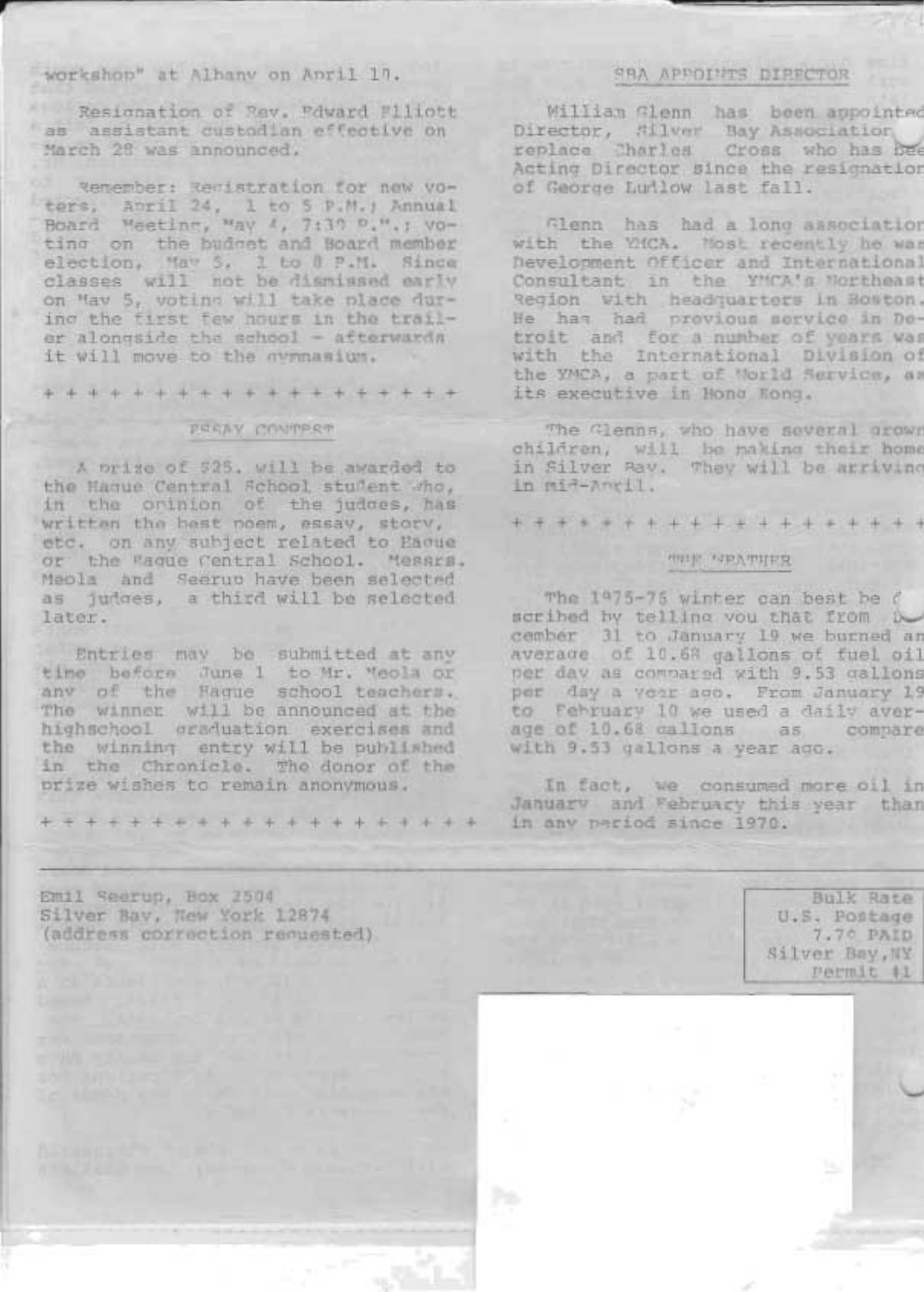workshop" at Albany on April 10.

Resignation of Rev. Edward Elliott as assistant custodian effective on March 28 was announced.

Remember: Registration for new voters, April 24, 1 to 5 P.M.; Annual Board Meeting, May 4, 7:30 P.M.; voting on the budget and Board member election, May 5, 1 to 8 P.M. Since classes will not be dismissed early on May 5, voting will take place during the first few hours in the trailer alongside the school - afterwards it will move to the gymnasium.

+ + + + + + + + + + + + + + + + + + + +

## ESSAY CONTEST

A prize of $25. will be awarded to the Hague Central School student who, in the opinion of the judges, has written the best poem, essay, story, etc. on any subject related to Hague or the Hague Central School. Messrs. Meola and Seerup have been selected as judges, a third will be selected later.

Entries may be submitted at any time before June 1 to Mr. Meola or any of the Hague school teachers. The winner will be announced at the highschool graduation exercises and the winning entry will be published in the Chronicle. The donor of the prize wishes to remain anonymous.

+ + + + + + + + + + + + + + + + + + + + + +

## SBA APPOINTS DIRECTOR

William Glenn has been appointed Director, Silver Bay Association to replace Charles Cross who has been Acting Director since the resignation of George Ludlow last fall.

Glenn has had a long association with the YMCA. Most recently he was Development Officer and International Consultant in the YMCA's Northeast Region with headquarters in Boston. He has had previous service in Detroit and for a number of years was with the International Division of the YMCA, a part of World Service, as its executive in Hong Kong.

The Glenns, who have several grown children, will be making their home in Silver Bay. They will be arriving in mid-April.

+ + + + + + + + + + + + + + + + + + + +

## THE WEATHER

The 1975-76 winter can best be described by telling you that from December 31 to January 19 we burned an average of 10.68 gallons of fuel oil per day as compared with 9.53 gallons per day a year ago. From January 19 to February 10 we used a daily average of 10.68 gallons as compared with 9.53 gallons a year ago.

In fact, we consumed more oil in January and February this year than in any period since 1970.

---

Emil Seerup, Box 2504
Silver Bay, New York 12874
(address correction requested)

Bulk Rate
U.S. Postage
7.7¢ PAID
Silver Bay, NY
Permit #1